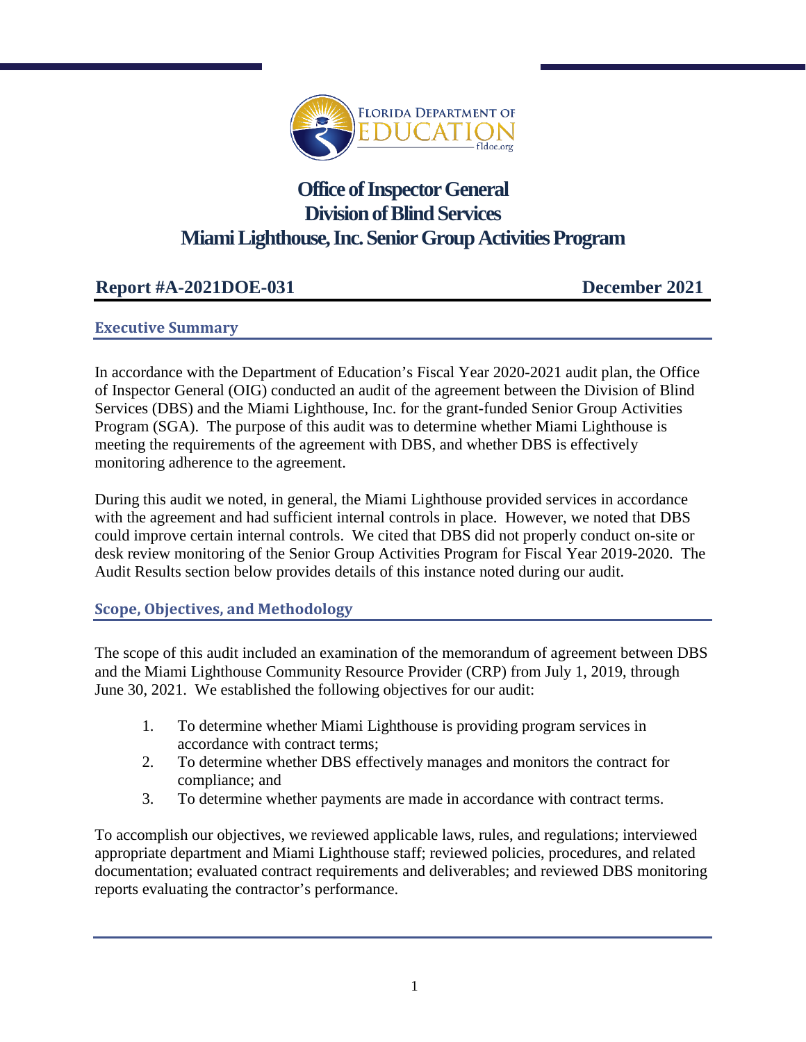# Office of Inspector General
# Division of Blind Services
# Miami Lighthouse, Inc. Senior Group Activities Program

**Report #A-2021DOE-031** **December 2021**

## Executive Summary

In accordance with the Department of Education's Fiscal Year 2020-2021 audit plan, the Office of Inspector General (OIG) conducted an audit of the agreement between the Division of Blind Services (DBS) and the Miami Lighthouse, Inc. for the grant-funded Senior Group Activities Program (SGA). The purpose of this audit was to determine whether Miami Lighthouse is meeting the requirements of the agreement with DBS, and whether DBS is effectively monitoring adherence to the agreement.

During this audit we noted, in general, the Miami Lighthouse provided services in accordance with the agreement and had sufficient internal controls in place. However, we noted that DBS could improve certain internal controls. We cited that DBS did not properly conduct on-site or desk review monitoring of the Senior Group Activities Program for Fiscal Year 2019-2020. The Audit Results section below provides details of this instance noted during our audit.

## Scope, Objectives, and Methodology

The scope of this audit included an examination of the memorandum of agreement between DBS and the Miami Lighthouse Community Resource Provider (CRP) from July 1, 2019, through June 30, 2021. We established the following objectives for our audit:

1. To determine whether Miami Lighthouse is providing program services in accordance with contract terms;
2. To determine whether DBS effectively manages and monitors the contract for compliance; and
3. To determine whether payments are made in accordance with contract terms.

To accomplish our objectives, we reviewed applicable laws, rules, and regulations; interviewed appropriate department and Miami Lighthouse staff; reviewed policies, procedures, and related documentation; evaluated contract requirements and deliverables; and reviewed DBS monitoring reports evaluating the contractor's performance.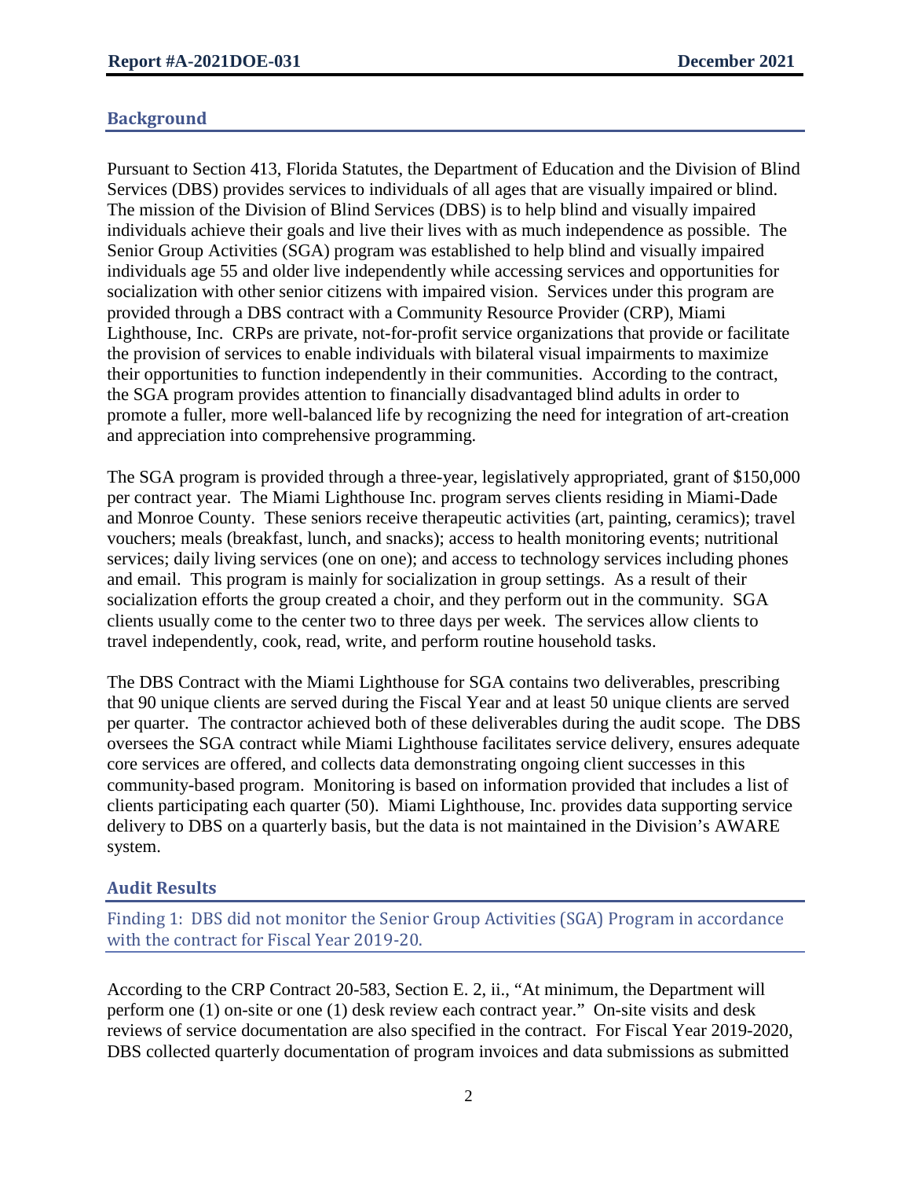## Background

Pursuant to Section 413, Florida Statutes, the Department of Education and the Division of Blind Services (DBS) provides services to individuals of all ages that are visually impaired or blind. The mission of the Division of Blind Services (DBS) is to help blind and visually impaired individuals achieve their goals and live their lives with as much independence as possible. The Senior Group Activities (SGA) program was established to help blind and visually impaired individuals age 55 and older live independently while accessing services and opportunities for socialization with other senior citizens with impaired vision. Services under this program are provided through a DBS contract with a Community Resource Provider (CRP), Miami Lighthouse, Inc. CRPs are private, not-for-profit service organizations that provide or facilitate the provision of services to enable individuals with bilateral visual impairments to maximize their opportunities to function independently in their communities. According to the contract, the SGA program provides attention to financially disadvantaged blind adults in order to promote a fuller, more well-balanced life by recognizing the need for integration of art-creation and appreciation into comprehensive programming.

The SGA program is provided through a three-year, legislatively appropriated, grant of $150,000 per contract year. The Miami Lighthouse Inc. program serves clients residing in Miami-Dade and Monroe County. These seniors receive therapeutic activities (art, painting, ceramics); travel vouchers; meals (breakfast, lunch, and snacks); access to health monitoring events; nutritional services; daily living services (one on one); and access to technology services including phones and email. This program is mainly for socialization in group settings. As a result of their socialization efforts the group created a choir, and they perform out in the community. SGA clients usually come to the center two to three days per week. The services allow clients to travel independently, cook, read, write, and perform routine household tasks.

The DBS Contract with the Miami Lighthouse for SGA contains two deliverables, prescribing that 90 unique clients are served during the Fiscal Year and at least 50 unique clients are served per quarter. The contractor achieved both of these deliverables during the audit scope. The DBS oversees the SGA contract while Miami Lighthouse facilitates service delivery, ensures adequate core services are offered, and collects data demonstrating ongoing client successes in this community-based program. Monitoring is based on information provided that includes a list of clients participating each quarter (50). Miami Lighthouse, Inc. provides data supporting service delivery to DBS on a quarterly basis, but the data is not maintained in the Division's AWARE system.

## Audit Results

### Finding 1: DBS did not monitor the Senior Group Activities (SGA) Program in accordance with the contract for Fiscal Year 2019-20.

According to the CRP Contract 20-583, Section E. 2, ii., "At minimum, the Department will perform one (1) on-site or one (1) desk review each contract year." On-site visits and desk reviews of service documentation are also specified in the contract. For Fiscal Year 2019-2020, DBS collected quarterly documentation of program invoices and data submissions as submitted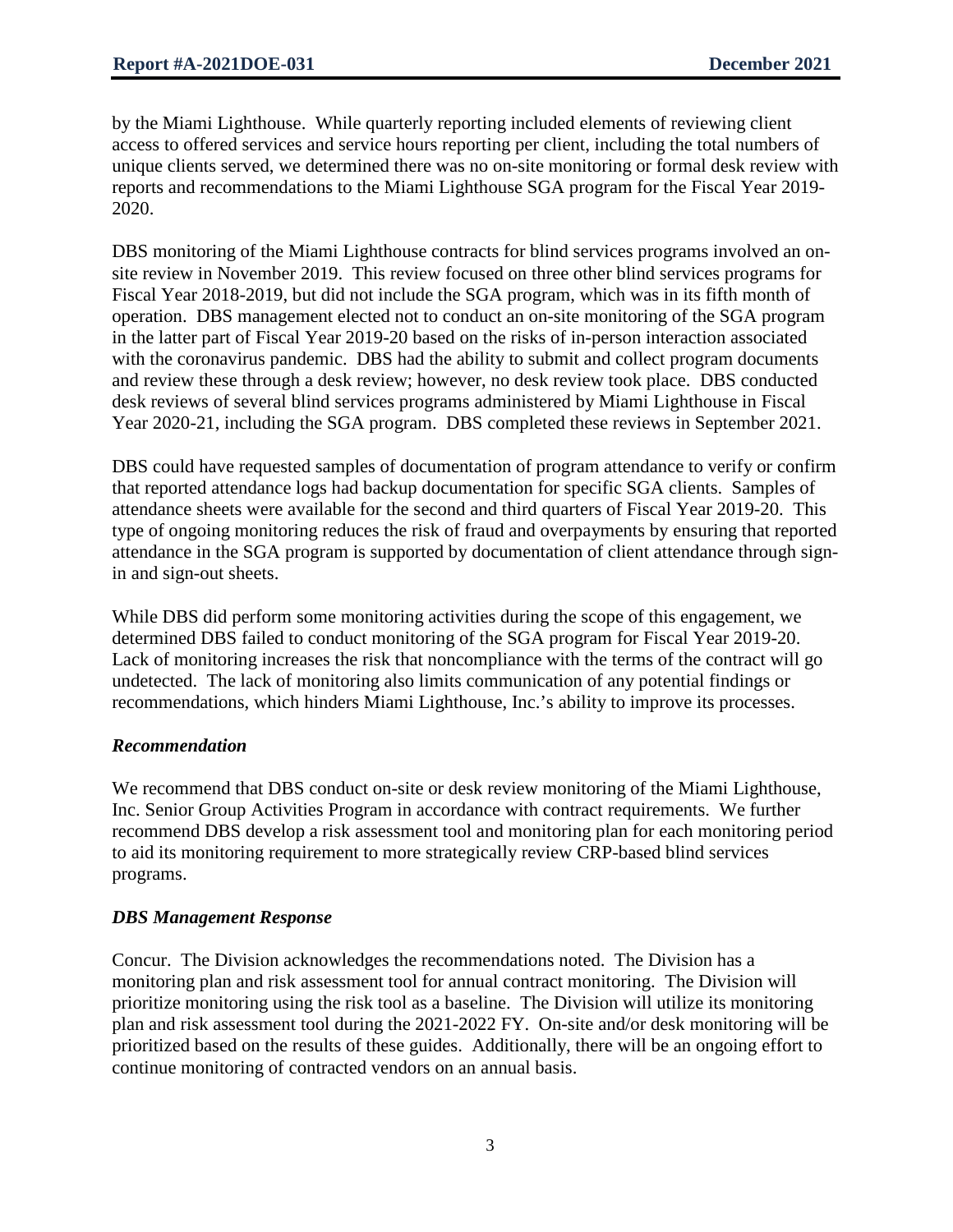by the Miami Lighthouse. While quarterly reporting included elements of reviewing client access to offered services and service hours reporting per client, including the total numbers of unique clients served, we determined there was no on-site monitoring or formal desk review with reports and recommendations to the Miami Lighthouse SGA program for the Fiscal Year 2019-2020.

DBS monitoring of the Miami Lighthouse contracts for blind services programs involved an on-site review in November 2019. This review focused on three other blind services programs for Fiscal Year 2018-2019, but did not include the SGA program, which was in its fifth month of operation. DBS management elected not to conduct an on-site monitoring of the SGA program in the latter part of Fiscal Year 2019-20 based on the risks of in-person interaction associated with the coronavirus pandemic. DBS had the ability to submit and collect program documents and review these through a desk review; however, no desk review took place. DBS conducted desk reviews of several blind services programs administered by Miami Lighthouse in Fiscal Year 2020-21, including the SGA program. DBS completed these reviews in September 2021.

DBS could have requested samples of documentation of program attendance to verify or confirm that reported attendance logs had backup documentation for specific SGA clients. Samples of attendance sheets were available for the second and third quarters of Fiscal Year 2019-20. This type of ongoing monitoring reduces the risk of fraud and overpayments by ensuring that reported attendance in the SGA program is supported by documentation of client attendance through sign-in and sign-out sheets.

While DBS did perform some monitoring activities during the scope of this engagement, we determined DBS failed to conduct monitoring of the SGA program for Fiscal Year 2019-20. Lack of monitoring increases the risk that noncompliance with the terms of the contract will go undetected. The lack of monitoring also limits communication of any potential findings or recommendations, which hinders Miami Lighthouse, Inc.'s ability to improve its processes.

### *Recommendation*

We recommend that DBS conduct on-site or desk review monitoring of the Miami Lighthouse, Inc. Senior Group Activities Program in accordance with contract requirements. We further recommend DBS develop a risk assessment tool and monitoring plan for each monitoring period to aid its monitoring requirement to more strategically review CRP-based blind services programs.

### *DBS Management Response*

Concur. The Division acknowledges the recommendations noted. The Division has a monitoring plan and risk assessment tool for annual contract monitoring. The Division will prioritize monitoring using the risk tool as a baseline. The Division will utilize its monitoring plan and risk assessment tool during the 2021-2022 FY. On-site and/or desk monitoring will be prioritized based on the results of these guides. Additionally, there will be an ongoing effort to continue monitoring of contracted vendors on an annual basis.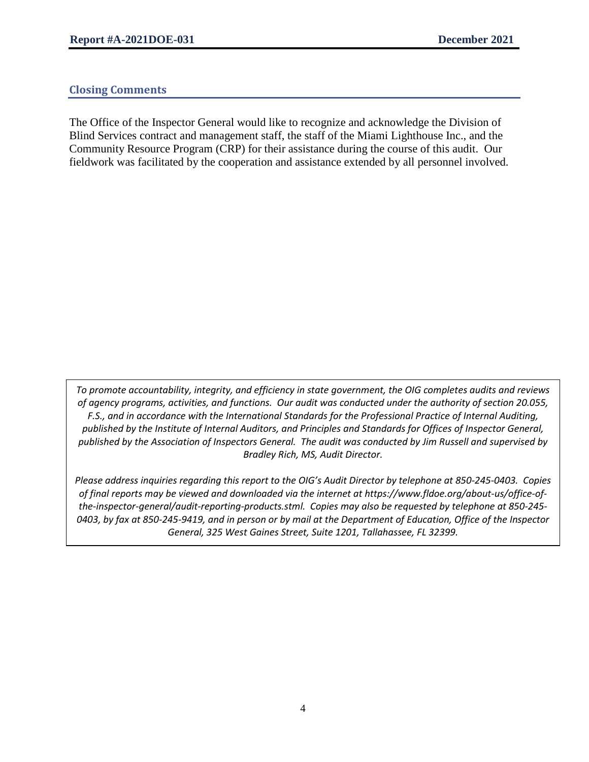## Closing Comments

The Office of the Inspector General would like to recognize and acknowledge the Division of Blind Services contract and management staff, the staff of the Miami Lighthouse Inc., and the Community Resource Program (CRP) for their assistance during the course of this audit. Our fieldwork was facilitated by the cooperation and assistance extended by all personnel involved.

*To promote accountability, integrity, and efficiency in state government, the OIG completes audits and reviews of agency programs, activities, and functions. Our audit was conducted under the authority of section 20.055, F.S., and in accordance with the International Standards for the Professional Practice of Internal Auditing, published by the Institute of Internal Auditors, and Principles and Standards for Offices of Inspector General, published by the Association of Inspectors General. The audit was conducted by Jim Russell and supervised by Bradley Rich, MS, Audit Director.*

*Please address inquiries regarding this report to the OIG's Audit Director by telephone at 850-245-0403. Copies of final reports may be viewed and downloaded via the internet at https://www.fldoe.org/about-us/office-of-the-inspector-general/audit-reporting-products.stml. Copies may also be requested by telephone at 850-245-0403, by fax at 850-245-9419, and in person or by mail at the Department of Education, Office of the Inspector General, 325 West Gaines Street, Suite 1201, Tallahassee, FL 32399.*